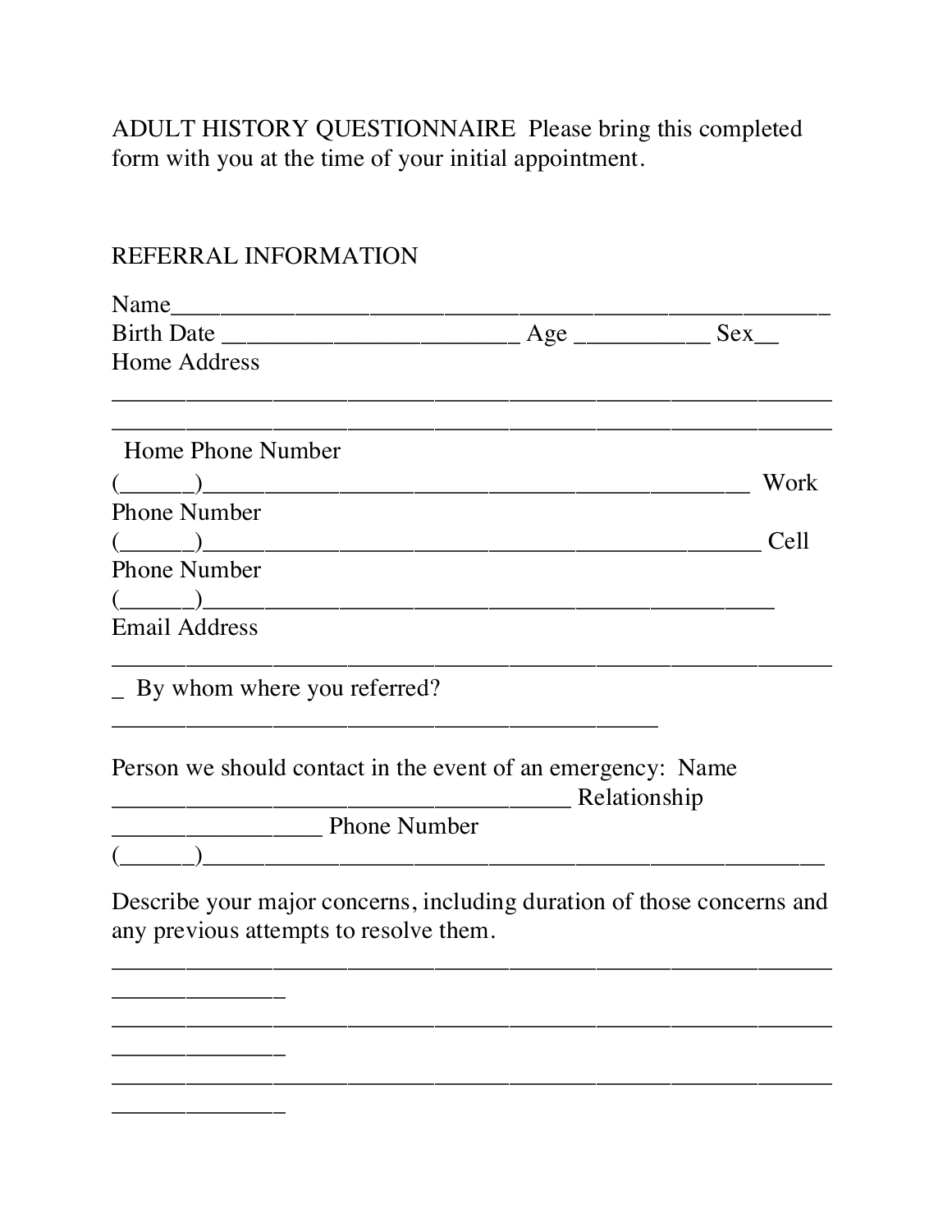ADULT HISTORY QUESTIONNAIRE Please bring this completed form with you at the time of your initial appointment.

REFERRAL INFORMATION

Name_____________________________________________________

Birth Date ________________________ Age ___________ Sex__

Home Address

__________________________________________________________

__________________________________________________________

Home Phone Number

(______)_______________________________________________ Work Phone Number

(______)_______________________________________________ Cell Phone Number

(______)_______________________________________________

Email Address

__________________________________________________________

_ By whom where you referred?

____________________________________________

Person we should contact in the event of an emergency: Name _____________________________________ Relationship _________________ Phone Number

(______)_______________________________________________

Describe your major concerns, including duration of those concerns and any previous attempts to resolve them.

__________________________________________________________

______________

__________________________________________________________

______________

__________________________________________________________

______________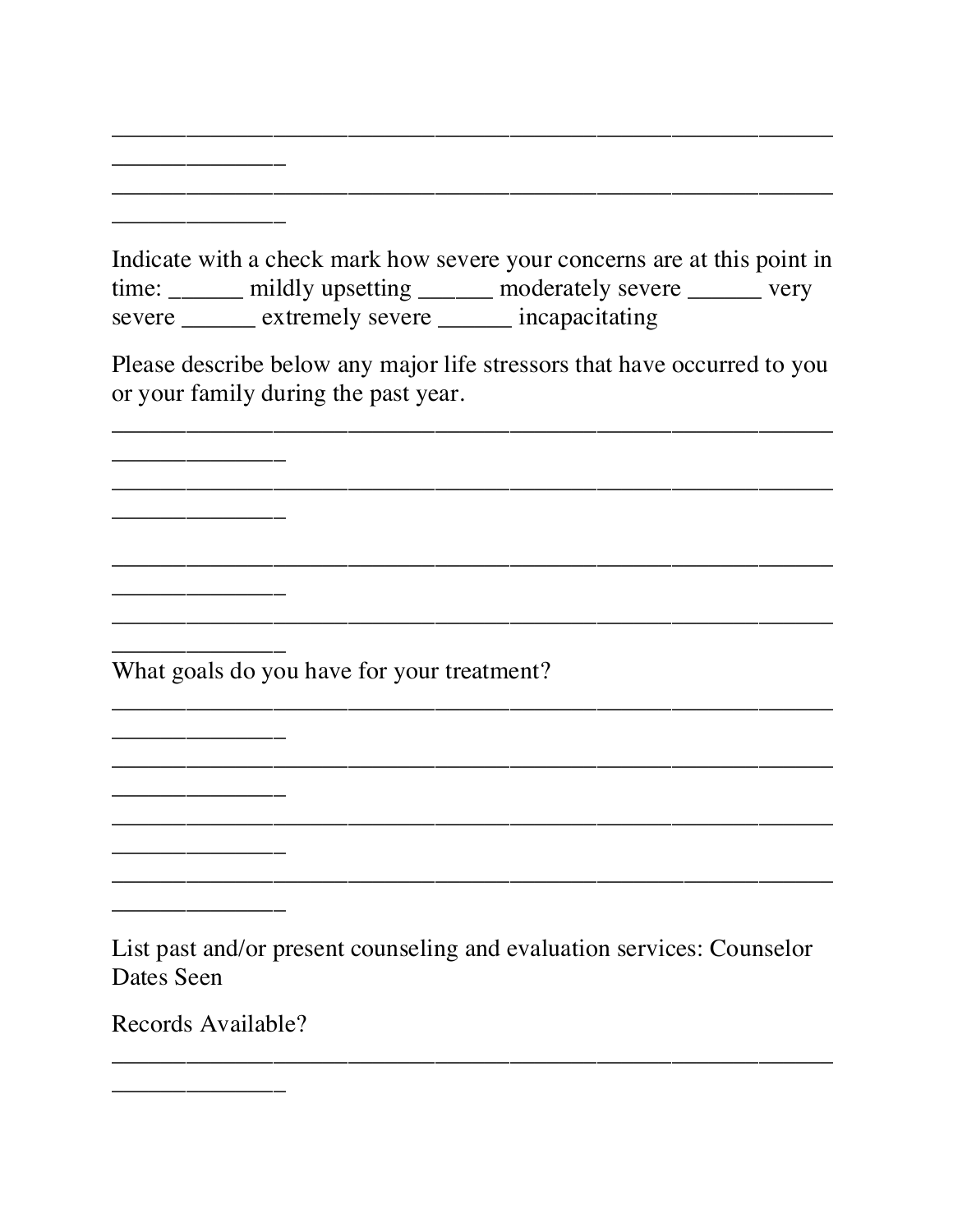_______________________________________________________
_____________

_______________________________________________________
_____________

Indicate with a check mark how severe your concerns are at this point in time: ______ mildly upsetting ______ moderately severe ______ very severe ______ extremely severe ______ incapacitating

Please describe below any major life stressors that have occurred to you or your family during the past year.

_______________________________________________________
_____________

_______________________________________________________
_____________

_______________________________________________________
_____________

_______________________________________________________
_____________

What goals do you have for your treatment?

_______________________________________________________
_____________

_______________________________________________________
_____________

_______________________________________________________
_____________

_______________________________________________________
_____________

List past and/or present counseling and evaluation services: Counselor Dates Seen

Records Available?

_______________________________________________________
_____________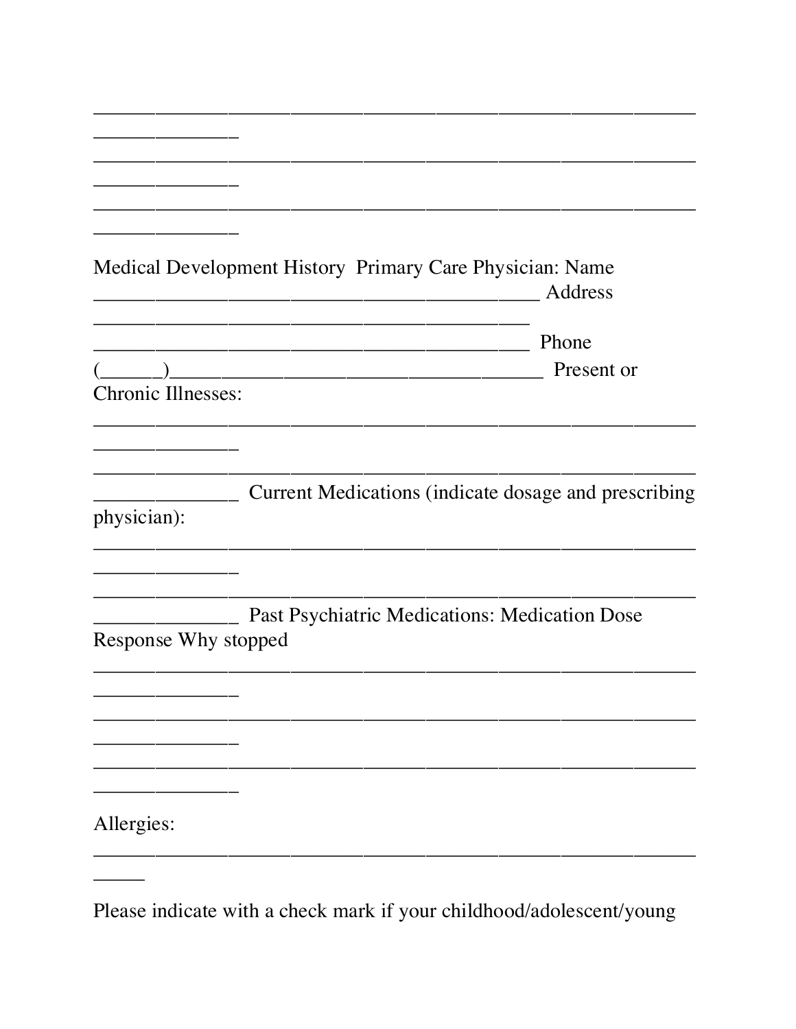______________________________________________________________

______________________________________________________________

______________________________________________________________

Medical Development History Primary Care Physician: Name _____________________________________________ Address _____________________________________________ _____________________________________________ Phone (______)______________________________________ Present or Chronic Illnesses:

______________________________________________________________

______________________________________________________________ Current Medications (indicate dosage and prescribing physician):

______________________________________________________________

______________________________________________________________ Past Psychiatric Medications: Medication Dose Response Why stopped

______________________________________________________________

______________________________________________________________

______________________________________________________________

Allergies:

______________________________________________________________

Please indicate with a check mark if your childhood/adolescent/young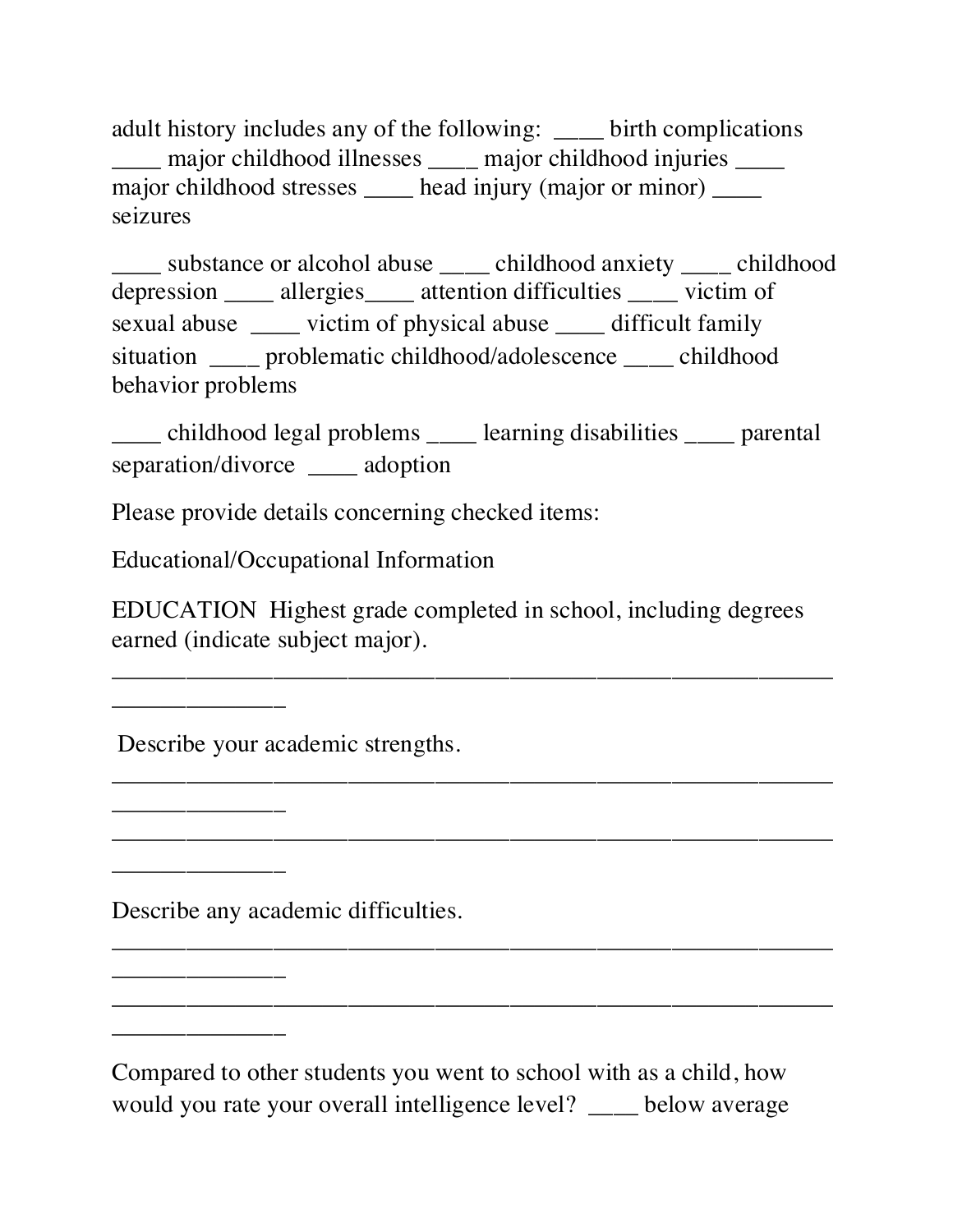adult history includes any of the following: ____ birth complications ____ major childhood illnesses ____ major childhood injuries ____ major childhood stresses ____ head injury (major or minor) ____ seizures

____ substance or alcohol abuse ____ childhood anxiety ____ childhood depression ____ allergies____ attention difficulties ____ victim of sexual abuse ____ victim of physical abuse ____ difficult family situation ____ problematic childhood/adolescence ____ childhood behavior problems

____ childhood legal problems ____ learning disabilities ____ parental separation/divorce ____ adoption

Please provide details concerning checked items:

Educational/Occupational Information

EDUCATION Highest grade completed in school, including degrees earned (indicate subject major).

__________________________________________________________________

Describe your academic strengths.

__________________________________________________________________

__________________________________________________________________

Describe any academic difficulties.

__________________________________________________________________

__________________________________________________________________

Compared to other students you went to school with as a child, how would you rate your overall intelligence level? ____ below average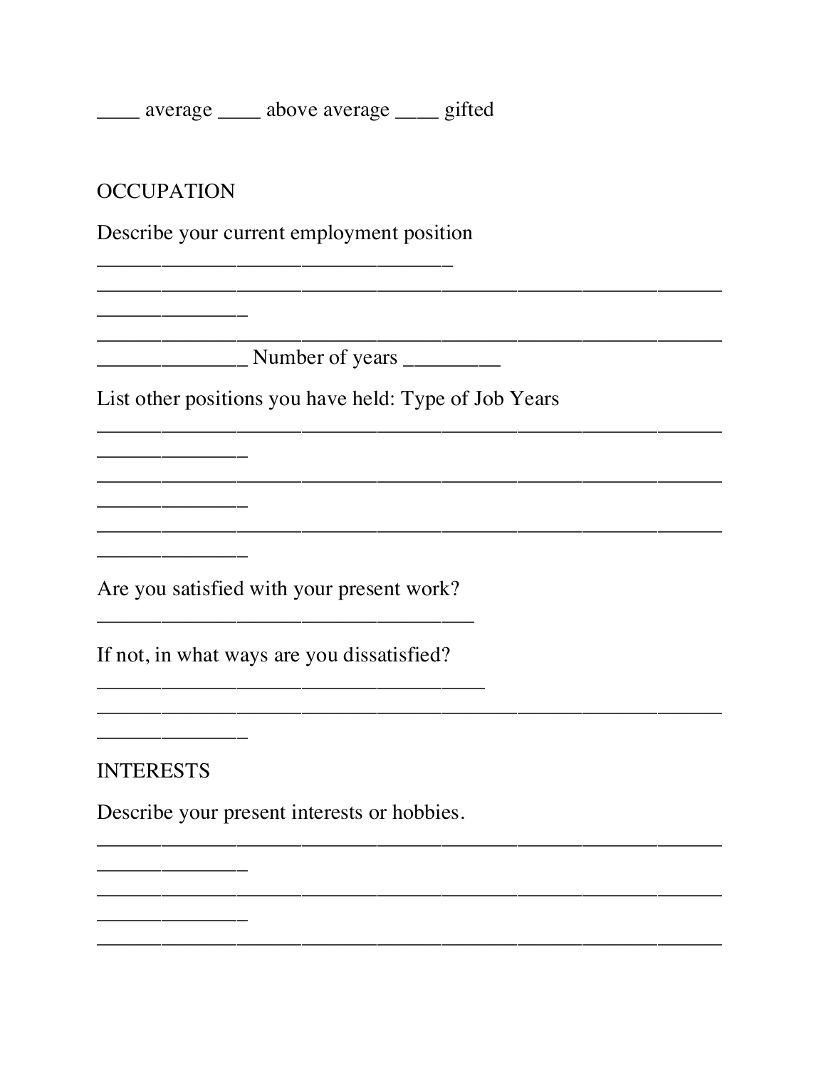____ average ____ above average ____ gifted

OCCUPATION

Describe your current employment position
_________________________________
__________________________________________________________
______________
__________________________________________________________
______________ Number of years _________

List other positions you have held: Type of Job Years
__________________________________________________________
______________
__________________________________________________________
______________
__________________________________________________________
______________

Are you satisfied with your present work?
___________________________________

If not, in what ways are you dissatisfied?
____________________________________
__________________________________________________________
______________

INTERESTS

Describe your present interests or hobbies.
__________________________________________________________
______________
__________________________________________________________
______________
__________________________________________________________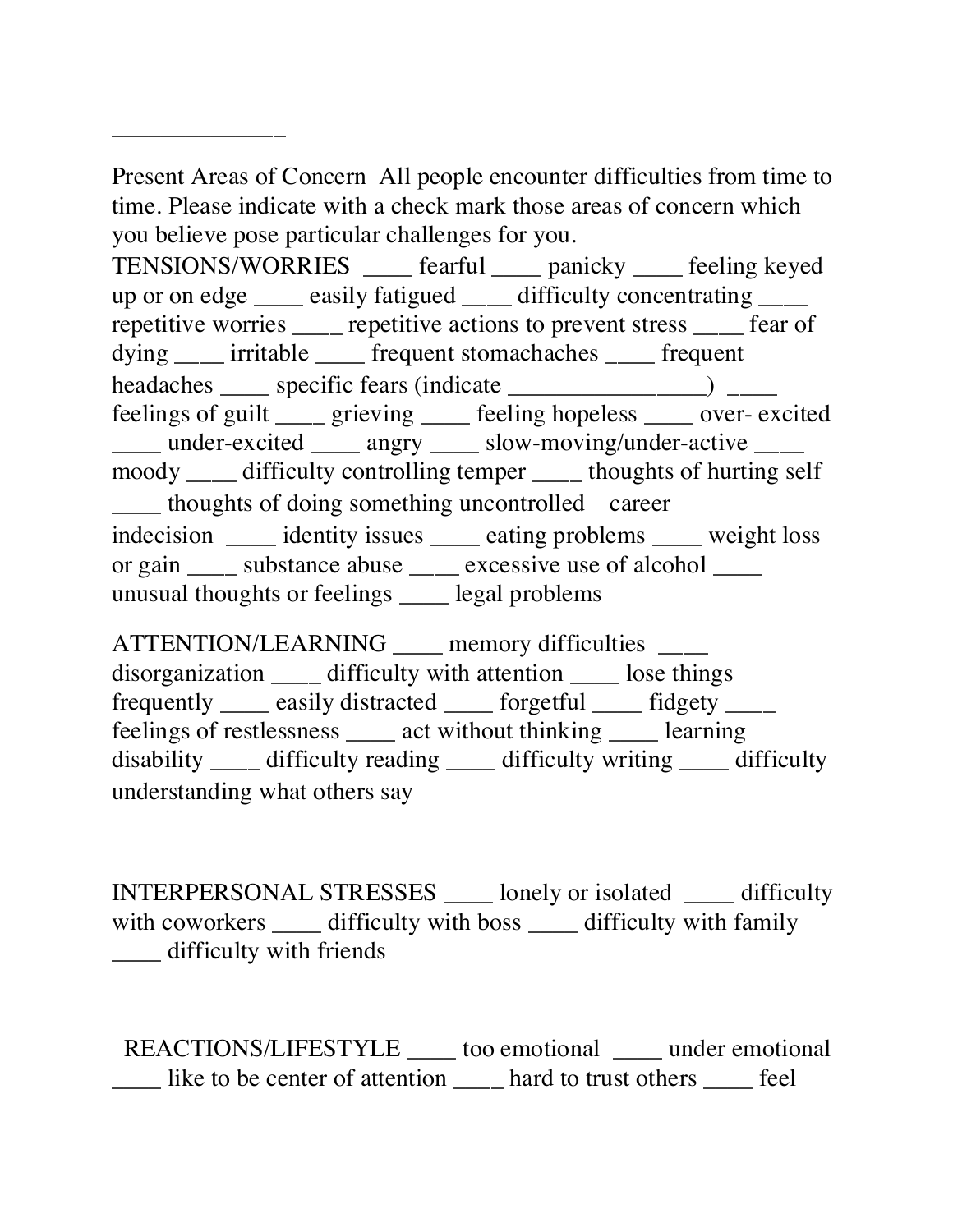\_\_\_\_\_\_\_\_\_\_\_\_\_\_

Present Areas of Concern All people encounter difficulties from time to time. Please indicate with a check mark those areas of concern which you believe pose particular challenges for you.

TENSIONS/WORRIES ____ fearful ____ panicky ____ feeling keyed up or on edge ____ easily fatigued ____ difficulty concentrating ____ repetitive worries ____ repetitive actions to prevent stress ____ fear of dying ____ irritable ____ frequent stomachaches ____ frequent headaches ____ specific fears (indicate ________________) ____ feelings of guilt ____ grieving ____ feeling hopeless ____ over- excited ____ under-excited ____ angry ____ slow-moving/under-active ____ moody ____ difficulty controlling temper ____ thoughts of hurting self ____ thoughts of doing something uncontrolled career indecision ____ identity issues ____ eating problems ____ weight loss or gain ____ substance abuse ____ excessive use of alcohol ____ unusual thoughts or feelings ____ legal problems

ATTENTION/LEARNING ____ memory difficulties ____ disorganization ____ difficulty with attention ____ lose things frequently ____ easily distracted ____ forgetful ____ fidgety ____ feelings of restlessness ____ act without thinking ____ learning disability ____ difficulty reading ____ difficulty writing ____ difficulty understanding what others say

INTERPERSONAL STRESSES ____ lonely or isolated ____ difficulty with coworkers ____ difficulty with boss ____ difficulty with family ____ difficulty with friends

REACTIONS/LIFESTYLE ____ too emotional ____ under emotional ____ like to be center of attention ____ hard to trust others ____ feel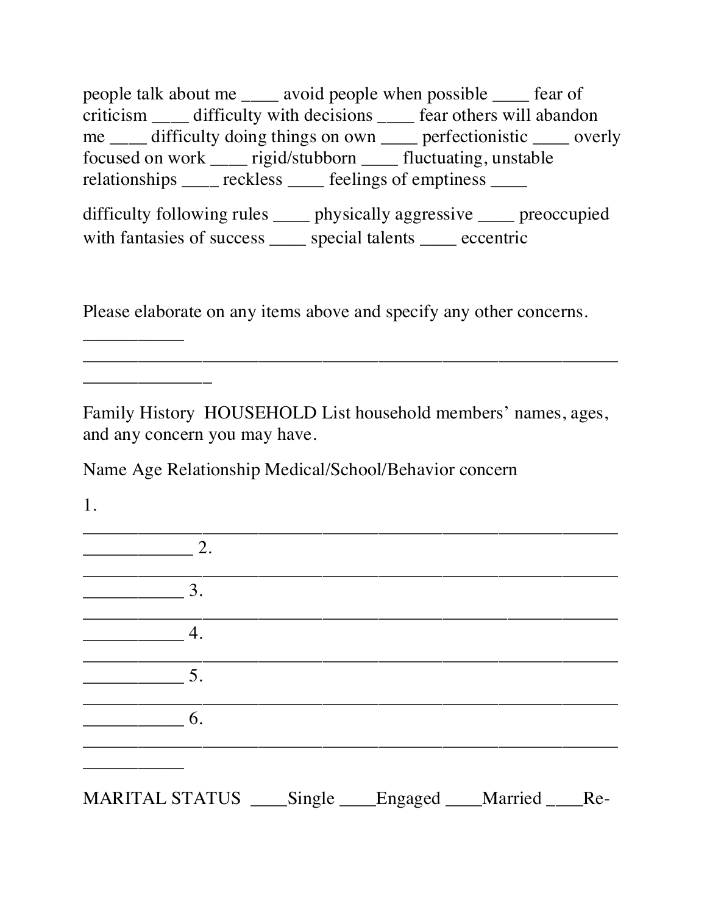people talk about me ____ avoid people when possible ____ fear of criticism ____ difficulty with decisions ____ fear others will abandon me ____ difficulty doing things on own ____ perfectionistic ____ overly focused on work ____ rigid/stubborn ____ fluctuating, unstable relationships ____ reckless ____ feelings of emptiness ____

difficulty following rules ____ physically aggressive ____ preoccupied with fantasies of success ____ special talents ____ eccentric

Please elaborate on any items above and specify any other concerns. ___________ ______________________________________________________ _____________

Family History HOUSEHOLD List household members' names, ages, and any concern you may have.

Name Age Relationship Medical/School/Behavior concern

1. ______________________________________________________ ___________ 2. ______________________________________________________ ___________ 3. ______________________________________________________ ___________ 4. ______________________________________________________ ___________ 5. ______________________________________________________ ___________ 6. ______________________________________________________ ___________

MARITAL STATUS ____Single ____Engaged ____Married ____Re-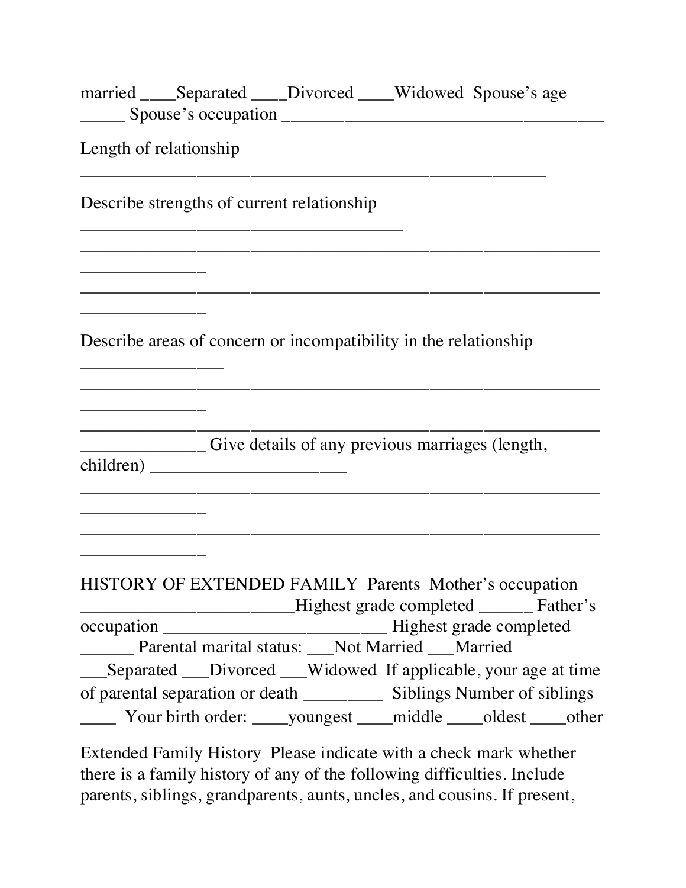married ____Separated ____Divorced ____Widowed Spouse's age _____ Spouse's occupation ____________________________________

Length of relationship

________________________________________________________

Describe strengths of current relationship

_______________________________________

_______________________________________________________________

_______________

_______________________________________________________________

_______________

Describe areas of concern or incompatibility in the relationship

_________________

_______________________________________________________________

_______________

_______________________________________________________________

_______________ Give details of any previous marriages (length, children) _______________________

_______________________________________________________________

_______________

_______________________________________________________________

_______________

HISTORY OF EXTENDED FAMILY Parents Mother's occupation _________________________Highest grade completed ______ Father's occupation _________________________ Highest grade completed ______ Parental marital status: ___Not Married ___Married ___Separated ___Divorced ___Widowed If applicable, your age at time of parental separation or death _________ Siblings Number of siblings ____ Your birth order: ____youngest ____middle ____oldest ____other

Extended Family History Please indicate with a check mark whether there is a family history of any of the following difficulties. Include parents, siblings, grandparents, aunts, uncles, and cousins. If present,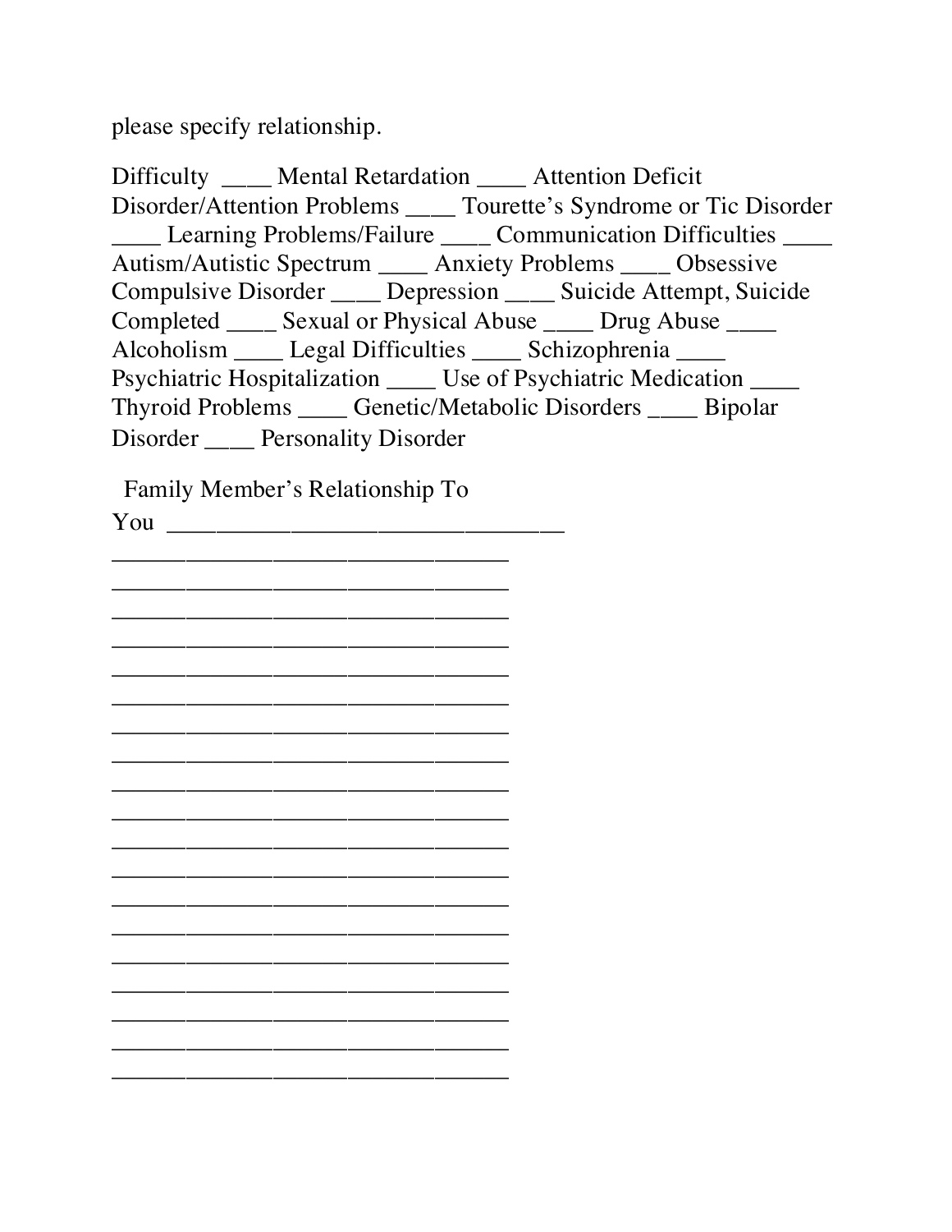please specify relationship.

Difficulty ____ Mental Retardation ____ Attention Deficit Disorder/Attention Problems ____ Tourette's Syndrome or Tic Disorder ____ Learning Problems/Failure ____ Communication Difficulties ____ Autism/Autistic Spectrum ____ Anxiety Problems ____ Obsessive Compulsive Disorder ____ Depression ____ Suicide Attempt, Suicide Completed ____ Sexual or Physical Abuse ____ Drug Abuse ____ Alcoholism ____ Legal Difficulties ____ Schizophrenia ____ Psychiatric Hospitalization ____ Use of Psychiatric Medication ____ Thyroid Problems ____ Genetic/Metabolic Disorders ____ Bipolar Disorder ____ Personality Disorder

Family Member's Relationship To You ________________________________

________________________________
________________________________
________________________________
________________________________
________________________________
________________________________
________________________________
________________________________
________________________________
________________________________
________________________________
________________________________
________________________________
________________________________
________________________________
________________________________
________________________________
________________________________
________________________________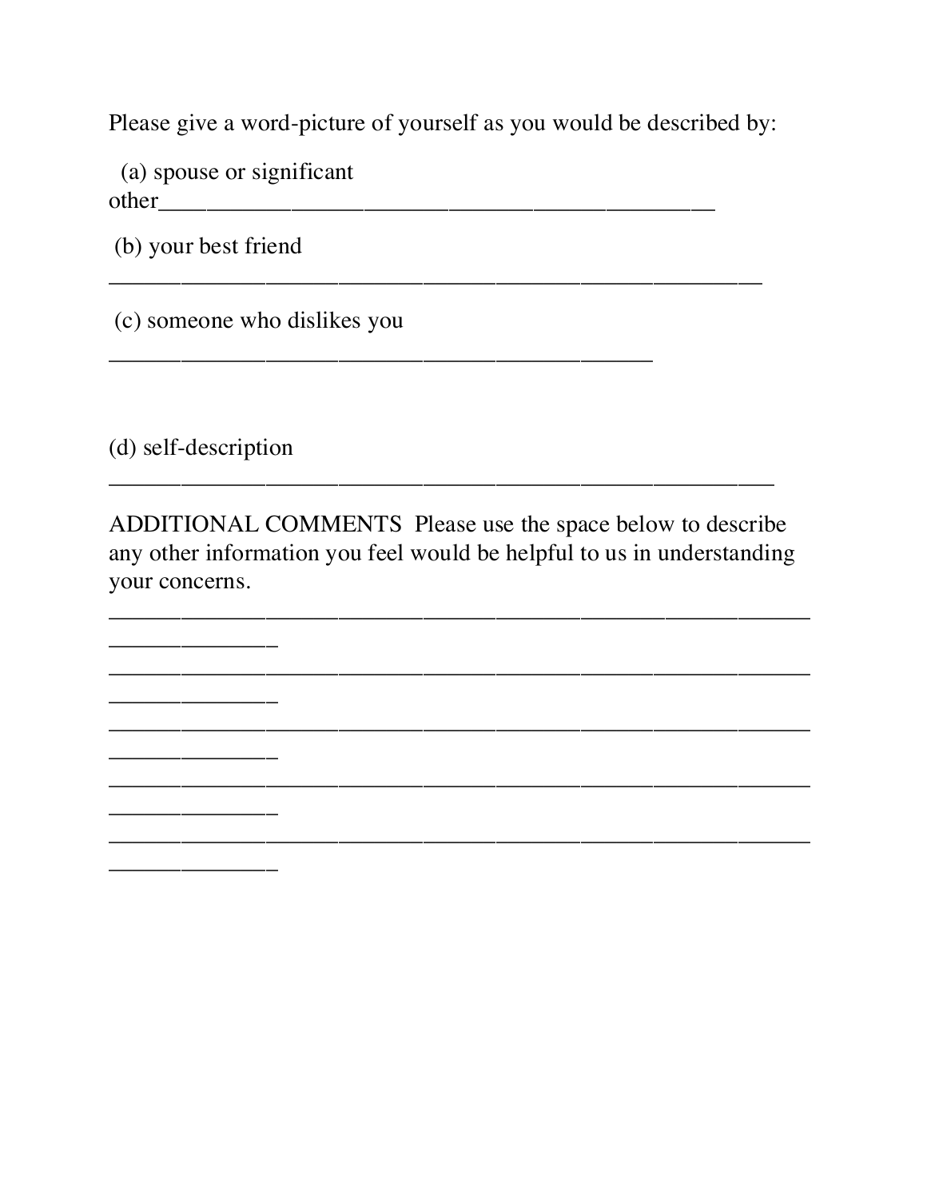Please give a word-picture of yourself as you would be described by:

(a) spouse or significant other______________________________________________

(b) your best friend ____________________________________________________

(c) someone who dislikes you ___________________________________________

(d) self-description ____________________________________________________

ADDITIONAL COMMENTS Please use the space below to describe any other information you feel would be helpful to us in understanding your concerns.

________________________________________________________________________
________________________________________________________________________
________________________________________________________________________
________________________________________________________________________
________________________________________________________________________